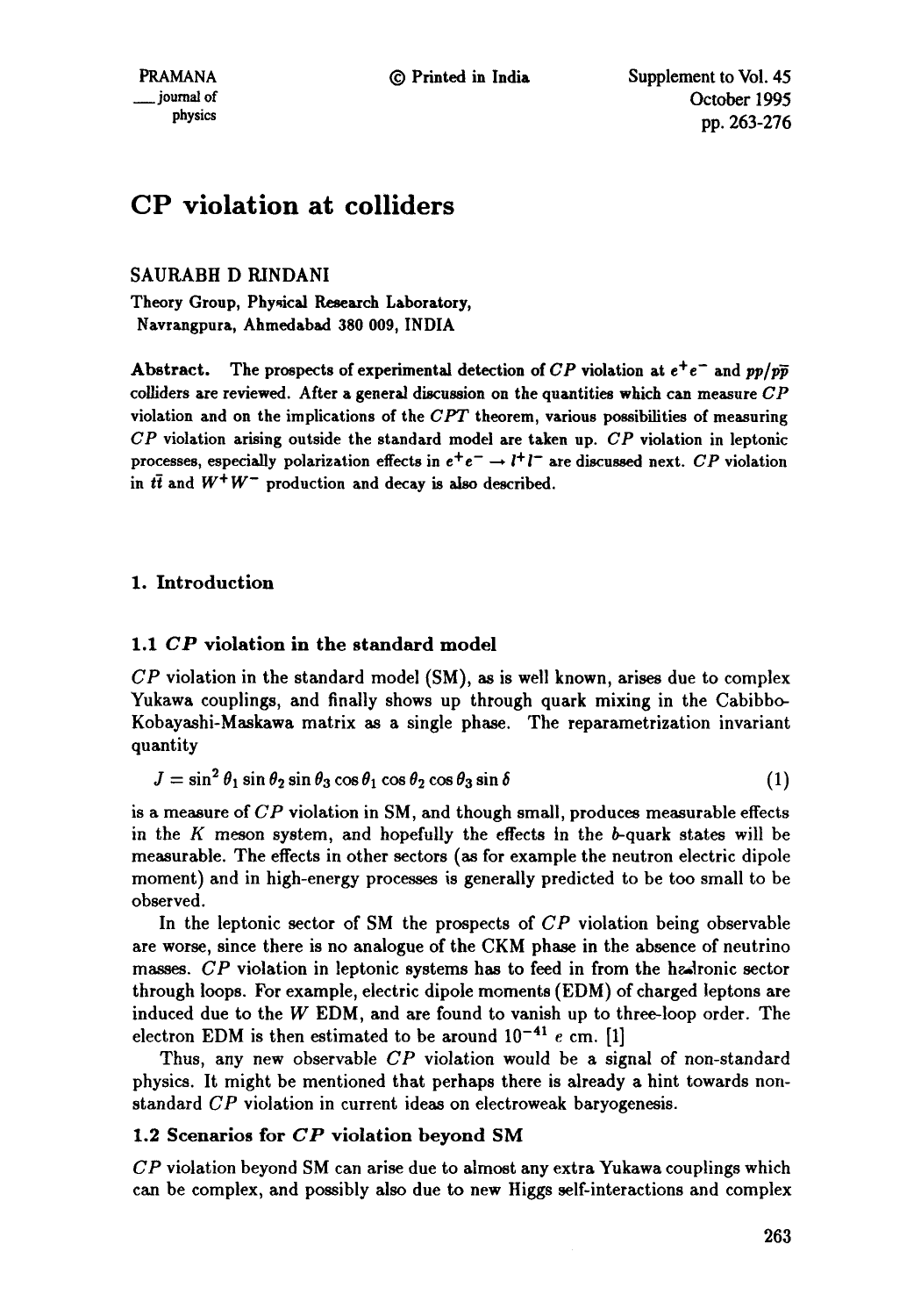# CP violation at colliders

SAURABH D RINDANI

Theory Group, Physical Research Laboratory,
Navrangpura, Ahmedabad 380 009, INDIA

**Abstract.** The prospects of experimental detection of $CP$ violation at $e^+e^-$ and $pp/p\bar{p}$ colliders are reviewed. After a general discussion on the quantities which can measure $CP$ violation and on the implications of the $CPT$ theorem, various possibilities of measuring $CP$ violation arising outside the standard model are taken up. $CP$ violation in leptonic processes, especially polarization effects in $e^+e^- \to l^+l^-$ are discussed next. $CP$ violation in $t\bar{t}$ and $W^+W^-$ production and decay is also described.

## 1. Introduction

### 1.1 $CP$ violation in the standard model

$CP$ violation in the standard model (SM), as is well known, arises due to complex Yukawa couplings, and finally shows up through quark mixing in the Cabibbo-Kobayashi-Maskawa matrix as a single phase. The reparametrization invariant quantity

$$J = \sin^2\theta_1 \sin\theta_2 \sin\theta_3 \cos\theta_1 \cos\theta_2 \cos\theta_3 \sin\delta \tag{1}$$

is a measure of $CP$ violation in SM, and though small, produces measurable effects in the $K$ meson system, and hopefully the effects in the $b$-quark states will be measurable. The effects in other sectors (as for example the neutron electric dipole moment) and in high-energy processes is generally predicted to be too small to be observed.

In the leptonic sector of SM the prospects of $CP$ violation being observable are worse, since there is no analogue of the CKM phase in the absence of neutrino masses. $CP$ violation in leptonic systems has to feed in from the hadronic sector through loops. For example, electric dipole moments (EDM) of charged leptons are induced due to the $W$ EDM, and are found to vanish up to three-loop order. The electron EDM is then estimated to be around $10^{-41}$ $e$ cm. [1]

Thus, any new observable $CP$ violation would be a signal of non-standard physics. It might be mentioned that perhaps there is already a hint towards non-standard $CP$ violation in current ideas on electroweak baryogenesis.

### 1.2 Scenarios for $CP$ violation beyond SM

$CP$ violation beyond SM can arise due to almost any extra Yukawa couplings which can be complex, and possibly also due to new Higgs self-interactions and complex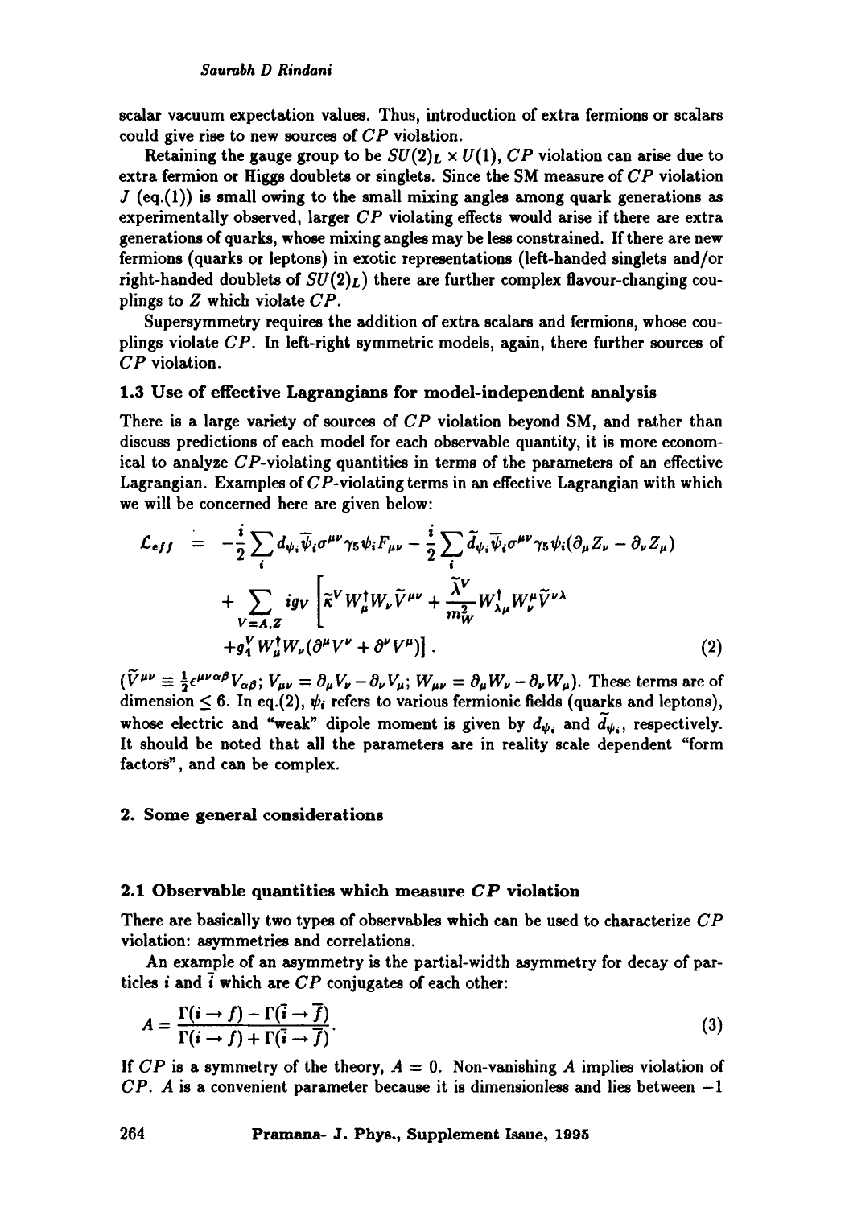scalar vacuum expectation values. Thus, introduction of extra fermions or scalars could give rise to new sources of $CP$ violation.

Retaining the gauge group to be $SU(2)_L \times U(1)$, $CP$ violation can arise due to extra fermion or Higgs doublets or singlets. Since the SM measure of $CP$ violation $J$ (eq.(1)) is small owing to the small mixing angles among quark generations as experimentally observed, larger $CP$ violating effects would arise if there are extra generations of quarks, whose mixing angles may be less constrained. If there are new fermions (quarks or leptons) in exotic representations (left-handed singlets and/or right-handed doublets of $SU(2)_L$) there are further complex flavour-changing couplings to $Z$ which violate $CP$.

Supersymmetry requires the addition of extra scalars and fermions, whose couplings violate $CP$. In left-right symmetric models, again, there further sources of $CP$ violation.

### 1.3 Use of effective Lagrangians for model-independent analysis

There is a large variety of sources of $CP$ violation beyond SM, and rather than discuss predictions of each model for each observable quantity, it is more economical to analyze $CP$-violating quantities in terms of the parameters of an effective Lagrangian. Examples of $CP$-violating terms in an effective Lagrangian with which we will be concerned here are given below:

$$
\begin{aligned}
\mathcal{L}_{eff} &= -\frac{i}{2}\sum_i d_{\psi_i}\overline{\psi}_i\sigma^{\mu\nu}\gamma_5\psi_i F_{\mu\nu} - \frac{i}{2}\sum_i \tilde{d}_{\psi_i}\overline{\psi}_i\sigma^{\mu\nu}\gamma_5\psi_i(\partial_\mu Z_\nu - \partial_\nu Z_\mu) \\
&\quad + \sum_{V=A,Z} i g_V \left[\tilde{\kappa}^V W_\mu^\dagger W_\nu \tilde{V}^{\mu\nu} + \frac{\tilde{\lambda}^V}{m_W^2} W_{\lambda\mu}^\dagger W_\nu^\mu \tilde{V}^{\nu\lambda} \right. \\
&\quad \left. + g_4^V W_\mu^\dagger W_\nu(\partial^\mu V^\nu + \partial^\nu V^\mu)\right]. \qquad (2)
\end{aligned}
$$

($\tilde{V}^{\mu\nu} \equiv \frac{1}{2}\epsilon^{\mu\nu\alpha\beta}V_{\alpha\beta}$; $V_{\mu\nu} = \partial_\mu V_\nu - \partial_\nu V_\mu$; $W_{\mu\nu} = \partial_\mu W_\nu - \partial_\nu W_\mu$). These terms are of dimension $\leq 6$. In eq.(2), $\psi_i$ refers to various fermionic fields (quarks and leptons), whose electric and "weak" dipole moment is given by $d_{\psi_i}$ and $\tilde{d}_{\psi_i}$, respectively. It should be noted that all the parameters are in reality scale dependent "form factors", and can be complex.

## 2. Some general considerations

### 2.1 Observable quantities which measure $CP$ violation

There are basically two types of observables which can be used to characterize $CP$ violation: asymmetries and correlations.

An example of an asymmetry is the partial-width asymmetry for decay of particles $i$ and $\bar{i}$ which are $CP$ conjugates of each other:

$$
A = \frac{\Gamma(i \to f) - \Gamma(\bar{i} \to \bar{f})}{\Gamma(i \to f) + \Gamma(\bar{i} \to \bar{f})}. \qquad (3)
$$

If $CP$ is a symmetry of the theory, $A = 0$. Non-vanishing $A$ implies violation of $CP$. $A$ is a convenient parameter because it is dimensionless and lies between $-1$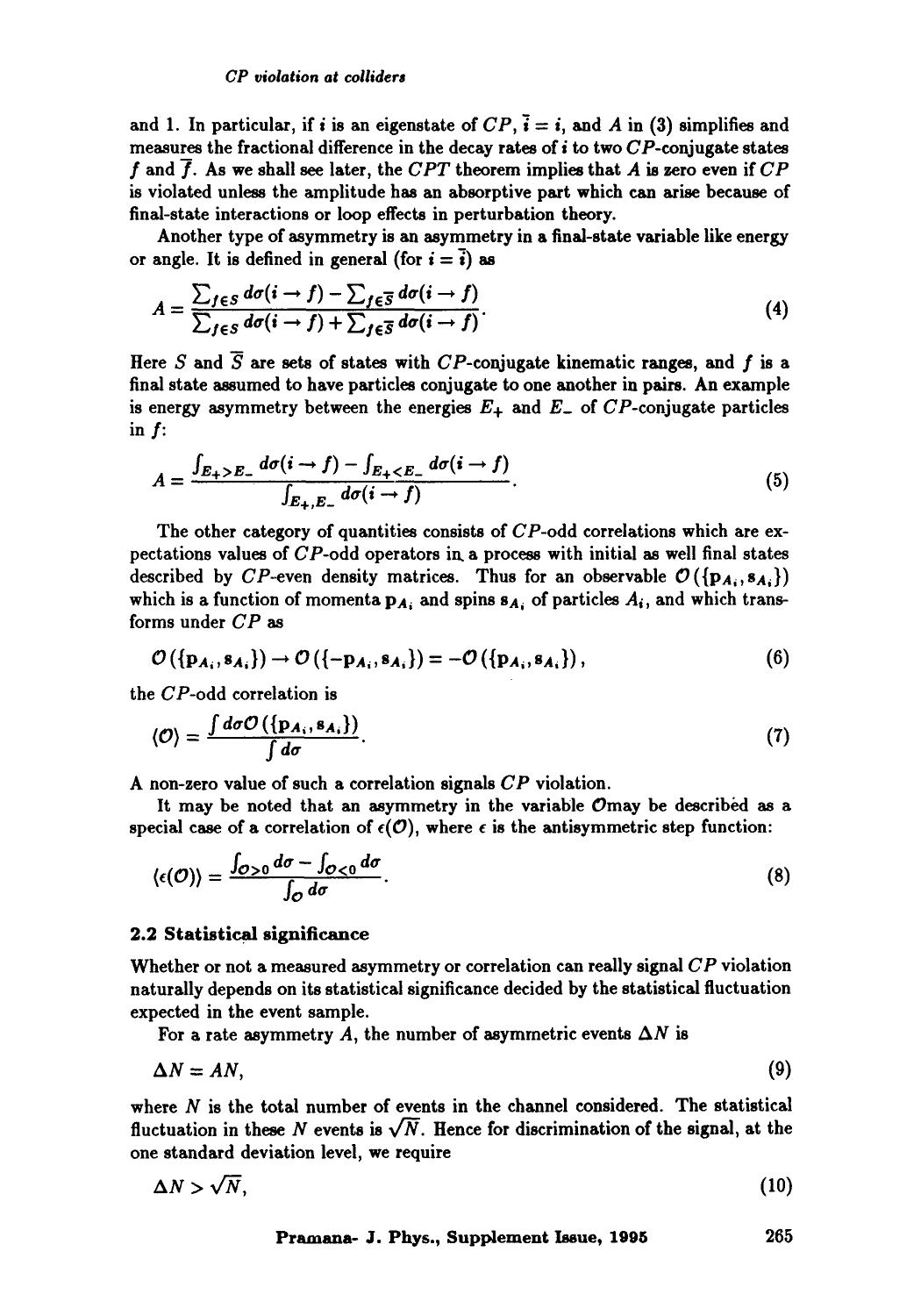and 1. In particular, if $i$ is an eigenstate of $CP$, $\bar{i} = i$, and $A$ in (3) simplifies and measures the fractional difference in the decay rates of $i$ to two $CP$-conjugate states $f$ and $\bar{f}$. As we shall see later, the $CPT$ theorem implies that $A$ is zero even if $CP$ is violated unless the amplitude has an absorptive part which can arise because of final-state interactions or loop effects in perturbation theory.

Another type of asymmetry is an asymmetry in a final-state variable like energy or angle. It is defined in general (for $i = \bar{i}$) as

$$A = \frac{\sum_{f \in S} d\sigma(i \to f) - \sum_{f \in \bar{S}} d\sigma(i \to f)}{\sum_{f \in S} d\sigma(i \to f) + \sum_{f \in \bar{S}} d\sigma(i \to f)}. \tag{4}$$

Here $S$ and $\bar{S}$ are sets of states with $CP$-conjugate kinematic ranges, and $f$ is a final state assumed to have particles conjugate to one another in pairs. An example is energy asymmetry between the energies $E_+$ and $E_-$ of $CP$-conjugate particles in $f$:

$$A = \frac{\int_{E_+ > E_-} d\sigma(i \to f) - \int_{E_+ < E_-} d\sigma(i \to f)}{\int_{E_+, E_-} d\sigma(i \to f)}. \tag{5}$$

The other category of quantities consists of $CP$-odd correlations which are expectations values of $CP$-odd operators in a process with initial as well final states described by $CP$-even density matrices. Thus for an observable $\mathcal{O}(\{\mathbf{p}_{A_i}, \mathbf{s}_{A_i}\})$ which is a function of momenta $\mathbf{p}_{A_i}$ and spins $\mathbf{s}_{A_i}$ of particles $A_i$, and which transforms under $CP$ as

$$\mathcal{O}(\{\mathbf{p}_{A_i}, \mathbf{s}_{A_i}\}) \to \mathcal{O}(\{-\mathbf{p}_{A_i}, \mathbf{s}_{A_i}\}) = -\mathcal{O}(\{\mathbf{p}_{A_i}, \mathbf{s}_{A_i}\}), \tag{6}$$

the $CP$-odd correlation is

$$\langle \mathcal{O} \rangle = \frac{\int d\sigma \mathcal{O}(\{\mathbf{p}_{A_i}, \mathbf{s}_{A_i}\})}{\int d\sigma}. \tag{7}$$

A non-zero value of such a correlation signals $CP$ violation.

It may be noted that an asymmetry in the variable $\mathcal{O}$may be described as a special case of a correlation of $\epsilon(\mathcal{O})$, where $\epsilon$ is the antisymmetric step function:

$$\langle \epsilon(\mathcal{O}) \rangle = \frac{\int_{\mathcal{O}>0} d\sigma - \int_{\mathcal{O}<0} d\sigma}{\int_{\mathcal{O}} d\sigma}. \tag{8}$$

### 2.2 Statistical significance

Whether or not a measured asymmetry or correlation can really signal $CP$ violation naturally depends on its statistical significance decided by the statistical fluctuation expected in the event sample.

For a rate asymmetry $A$, the number of asymmetric events $\Delta N$ is

$$\Delta N = AN, \tag{9}$$

where $N$ is the total number of events in the channel considered. The statistical fluctuation in these $N$ events is $\sqrt{N}$. Hence for discrimination of the signal, at the one standard deviation level, we require

$$\Delta N > \sqrt{N}, \tag{10}$$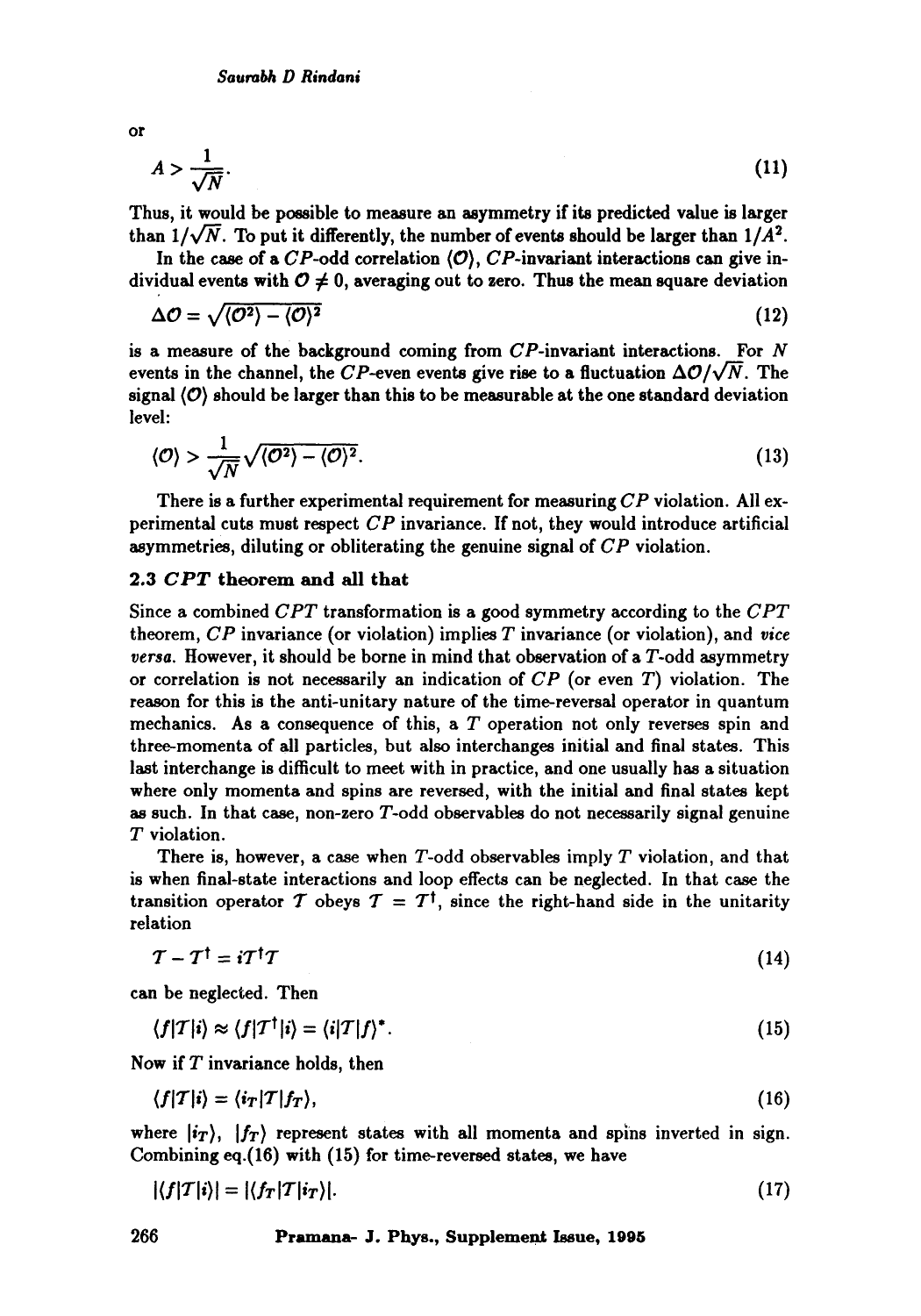or

$$A > \frac{1}{\sqrt{N}}. \tag{11}$$

Thus, it would be possible to measure an asymmetry if its predicted value is larger than $1/\sqrt{N}$. To put it differently, the number of events should be larger than $1/A^2$.

In the case of a $CP$-odd correlation $\langle \mathcal{O} \rangle$, $CP$-invariant interactions can give individual events with $\mathcal{O} \neq 0$, averaging out to zero. Thus the mean square deviation

$$\Delta \mathcal{O} = \sqrt{\langle \mathcal{O}^2 \rangle - \langle \mathcal{O} \rangle^2} \tag{12}$$

is a measure of the background coming from $CP$-invariant interactions. For $N$ events in the channel, the $CP$-even events give rise to a fluctuation $\Delta \mathcal{O}/\sqrt{N}$. The signal $\langle \mathcal{O} \rangle$ should be larger than this to be measurable at the one standard deviation level:

$$\langle \mathcal{O} \rangle > \frac{1}{\sqrt{N}} \sqrt{\langle \mathcal{O}^2 \rangle - \langle \mathcal{O} \rangle^2}. \tag{13}$$

There is a further experimental requirement for measuring $CP$ violation. All experimental cuts must respect $CP$ invariance. If not, they would introduce artificial asymmetries, diluting or obliterating the genuine signal of $CP$ violation.

### 2.3 $CPT$ theorem and all that

Since a combined $CPT$ transformation is a good symmetry according to the $CPT$ theorem, $CP$ invariance (or violation) implies $T$ invariance (or violation), and *vice versa*. However, it should be borne in mind that observation of a $T$-odd asymmetry or correlation is not necessarily an indication of $CP$ (or even $T$) violation. The reason for this is the anti-unitary nature of the time-reversal operator in quantum mechanics. As a consequence of this, a $T$ operation not only reverses spin and three-momenta of all particles, but also interchanges initial and final states. This last interchange is difficult to meet with in practice, and one usually has a situation where only momenta and spins are reversed, with the initial and final states kept as such. In that case, non-zero $T$-odd observables do not necessarily signal genuine $T$ violation.

There is, however, a case when $T$-odd observables imply $T$ violation, and that is when final-state interactions and loop effects can be neglected. In that case the transition operator $\mathcal{T}$ obeys $\mathcal{T} = \mathcal{T}^\dagger$, since the right-hand side in the unitarity relation

$$\mathcal{T} - \mathcal{T}^\dagger = i\mathcal{T}^\dagger \mathcal{T} \tag{14}$$

can be neglected. Then

$$\langle f|\mathcal{T}|i\rangle \approx \langle f|\mathcal{T}^\dagger|i\rangle = \langle i|\mathcal{T}|f\rangle^*. \tag{15}$$

Now if $T$ invariance holds, then

$$\langle f|\mathcal{T}|i\rangle = \langle i_T|\mathcal{T}|f_T\rangle, \tag{16}$$

where $|i_T\rangle$, $|f_T\rangle$ represent states with all momenta and spins inverted in sign. Combining eq.(16) with (15) for time-reversed states, we have

$$|\langle f|\mathcal{T}|i\rangle| = |\langle f_T|\mathcal{T}|i_T\rangle|. \tag{17}$$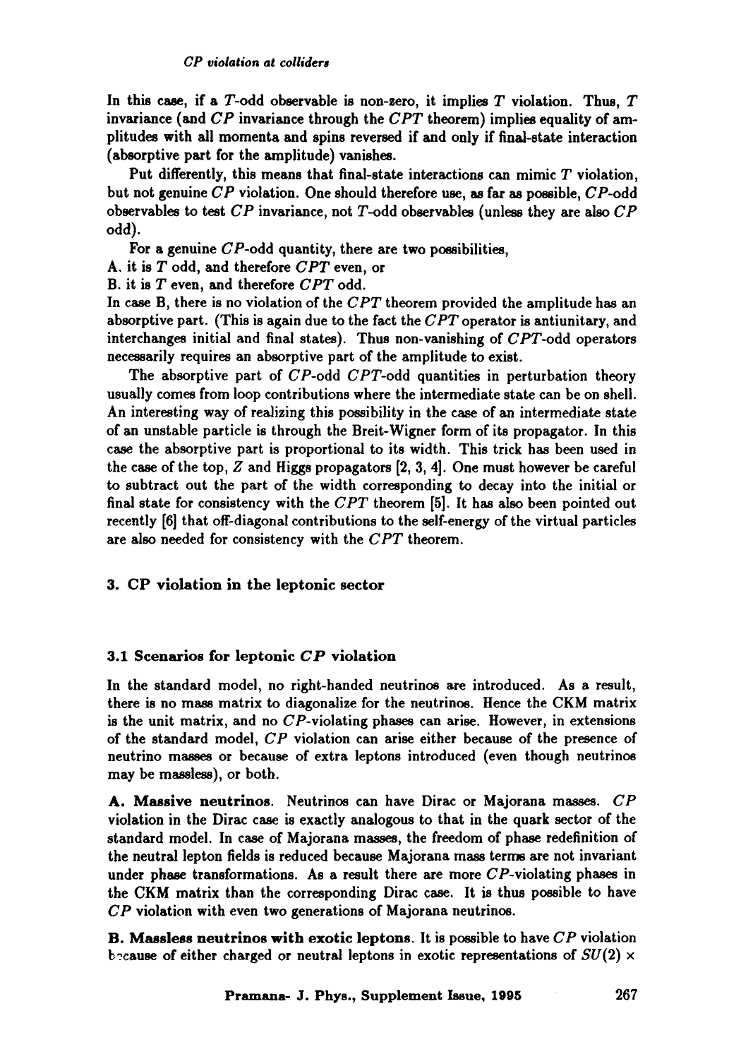In this case, if a $T$-odd observable is non-zero, it implies $T$ violation. Thus, $T$ invariance (and $CP$ invariance through the $CPT$ theorem) implies equality of amplitudes with all momenta and spins reversed if and only if final-state interaction (absorptive part for the amplitude) vanishes.

Put differently, this means that final-state interactions can mimic $T$ violation, but not genuine $CP$ violation. One should therefore use, as far as possible, $CP$-odd observables to test $CP$ invariance, not $T$-odd observables (unless they are also $CP$ odd).

For a genuine $CP$-odd quantity, there are two possibilities,

A. it is $T$ odd, and therefore $CPT$ even, or

B. it is $T$ even, and therefore $CPT$ odd.

In case B, there is no violation of the $CPT$ theorem provided the amplitude has an absorptive part. (This is again due to the fact the $CPT$ operator is antiunitary, and interchanges initial and final states). Thus non-vanishing of $CPT$-odd operators necessarily requires an absorptive part of the amplitude to exist.

The absorptive part of $CP$-odd $CPT$-odd quantities in perturbation theory usually comes from loop contributions where the intermediate state can be on shell. An interesting way of realizing this possibility in the case of an intermediate state of an unstable particle is through the Breit-Wigner form of its propagator. In this case the absorptive part is proportional to its width. This trick has been used in the case of the top, $Z$ and Higgs propagators [2, 3, 4]. One must however be careful to subtract out the part of the width corresponding to decay into the initial or final state for consistency with the $CPT$ theorem [5]. It has also been pointed out recently [6] that off-diagonal contributions to the self-energy of the virtual particles are also needed for consistency with the $CPT$ theorem.

## 3. CP violation in the leptonic sector

### 3.1 Scenarios for leptonic $CP$ violation

In the standard model, no right-handed neutrinos are introduced. As a result, there is no mass matrix to diagonalize for the neutrinos. Hence the CKM matrix is the unit matrix, and no $CP$-violating phases can arise. However, in extensions of the standard model, $CP$ violation can arise either because of the presence of neutrino masses or because of extra leptons introduced (even though neutrinos may be massless), or both.

**A. Massive neutrinos**. Neutrinos can have Dirac or Majorana masses. $CP$ violation in the Dirac case is exactly analogous to that in the quark sector of the standard model. In case of Majorana masses, the freedom of phase redefinition of the neutral lepton fields is reduced because Majorana mass terms are not invariant under phase transformations. As a result there are more $CP$-violating phases in the CKM matrix than the corresponding Dirac case. It is thus possible to have $CP$ violation with even two generations of Majorana neutrinos.

**B. Massless neutrinos with exotic leptons**. It is possible to have $CP$ violation because of either charged or neutral leptons in exotic representations of $SU(2) \times$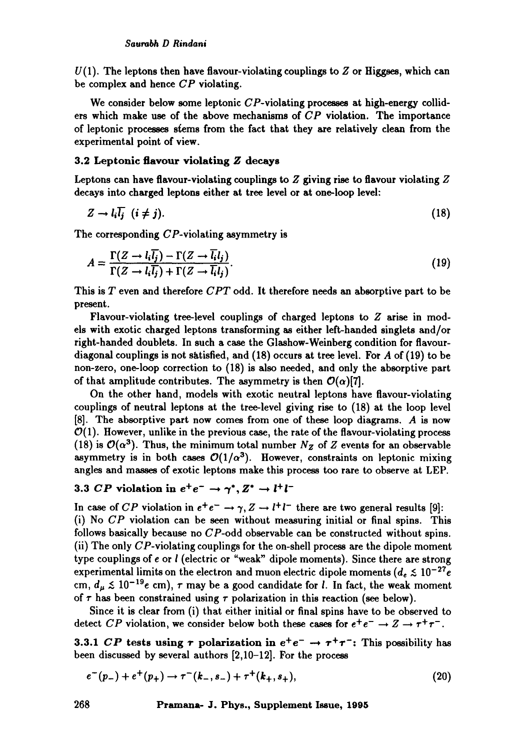$U(1)$. The leptons then have flavour-violating couplings to $Z$ or Higgses, which can be complex and hence $CP$ violating.

We consider below some leptonic $CP$-violating processes at high-energy colliders which make use of the above mechanisms of $CP$ violation. The importance of leptonic processes stems from the fact that they are relatively clean from the experimental point of view.

### 3.2 Leptonic flavour violating $Z$ decays

Leptons can have flavour-violating couplings to $Z$ giving rise to flavour violating $Z$ decays into charged leptons either at tree level or at one-loop level:

$$Z \rightarrow l_i \overline{l_j} \;\; (i \neq j). \tag{18}$$

The corresponding $CP$-violating asymmetry is

$$A = \frac{\Gamma(Z \rightarrow l_i \overline{l_j}) - \Gamma(Z \rightarrow \overline{l_i} l_j)}{\Gamma(Z \rightarrow l_i \overline{l_j}) + \Gamma(Z \rightarrow \overline{l_i} l_j)}. \tag{19}$$

This is $T$ even and therefore $CPT$ odd. It therefore needs an absorptive part to be present.

Flavour-violating tree-level couplings of charged leptons to $Z$ arise in models with exotic charged leptons transforming as either left-handed singlets and/or right-handed doublets. In such a case the Glashow-Weinberg condition for flavour-diagonal couplings is not satisfied, and (18) occurs at tree level. For $A$ of (19) to be non-zero, one-loop correction to (18) is also needed, and only the absorptive part of that amplitude contributes. The asymmetry is then $\mathcal{O}(\alpha)$[7].

On the other hand, models with exotic neutral leptons have flavour-violating couplings of neutral leptons at the tree-level giving rise to (18) at the loop level [8]. The absorptive part now comes from one of these loop diagrams. $A$ is now $\mathcal{O}(1)$. However, unlike in the previous case, the rate of the flavour-violating process (18) is $\mathcal{O}(\alpha^3)$. Thus, the minimum total number $N_Z$ of $Z$ events for an observable asymmetry is in both cases $\mathcal{O}(1/\alpha^3)$. However, constraints on leptonic mixing angles and masses of exotic leptons make this process too rare to observe at LEP.

### 3.3 $CP$ violation in $e^+e^- \rightarrow \gamma^*, Z^* \rightarrow l^+l^-$

In case of $CP$ violation in $e^+e^- \rightarrow \gamma, Z \rightarrow l^+l^-$ there are two general results [9]:
(i) No $CP$ violation can be seen without measuring initial or final spins. This follows basically because no $CP$-odd observable can be constructed without spins.
(ii) The only $CP$-violating couplings for the on-shell process are the dipole moment type couplings of $e$ or $l$ (electric or "weak" dipole moments). Since there are strong experimental limits on the electron and muon electric dipole moments ($d_e \lesssim 10^{-27}e$ cm, $d_\mu \lesssim 10^{-19}e$ cm), $\tau$ may be a good candidate for $l$. In fact, the weak moment of $\tau$ has been constrained using $\tau$ polarization in this reaction (see below).

Since it is clear from (i) that either initial or final spins have to be observed to detect $CP$ violation, we consider below both these cases for $e^+e^- \rightarrow Z \rightarrow \tau^+\tau^-$.

**3.3.1 $CP$ tests using $\tau$ polarization in $e^+e^- \rightarrow \tau^+\tau^-$:** This possibility has been discussed by several authors [2,10–12]. For the process

$$e^-(p_-) + e^+(p_+) \rightarrow \tau^-(k_-, s_-) + \tau^+(k_+, s_+), \tag{20}$$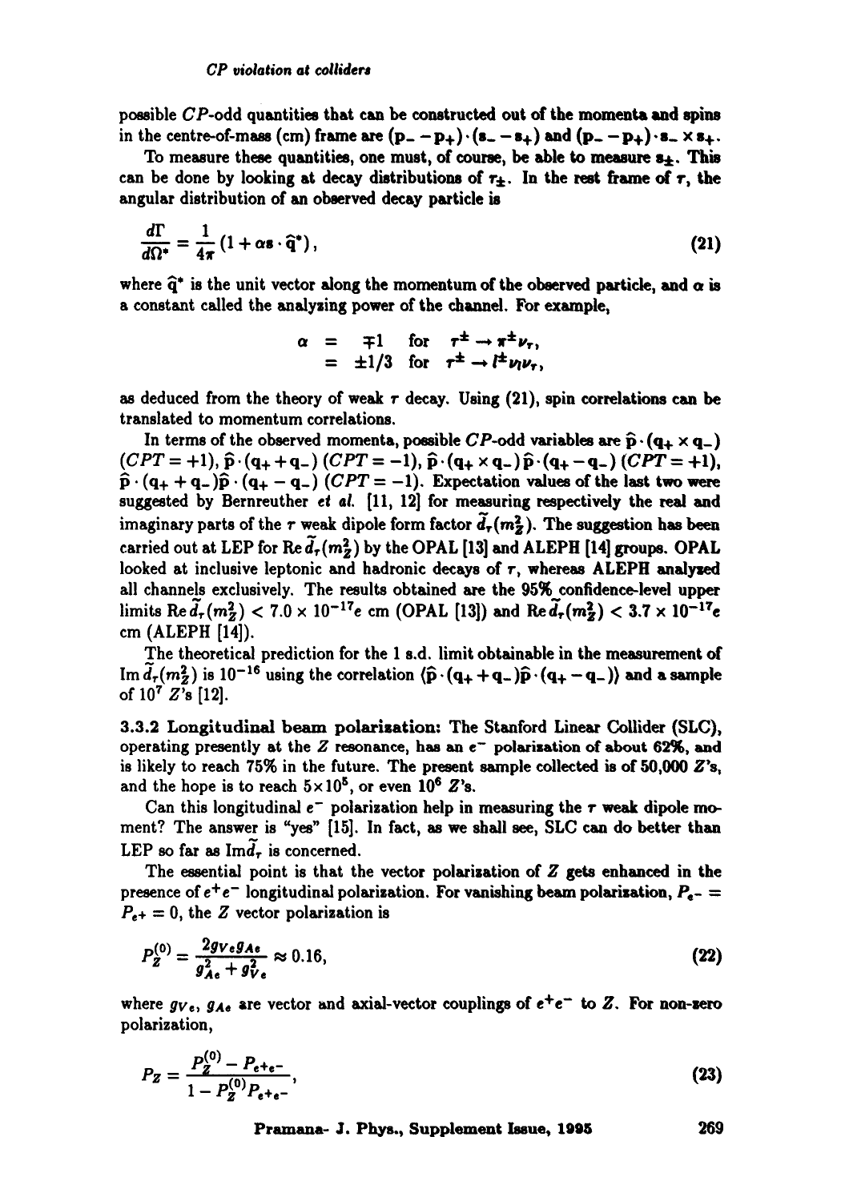possible $CP$-odd quantities that can be constructed out of the momenta and spins in the centre-of-mass (cm) frame are $(\mathbf{p}_- - \mathbf{p}_+)\cdot(\mathbf{s}_- - \mathbf{s}_+)$ and $(\mathbf{p}_- - \mathbf{p}_+)\cdot \mathbf{s}_- \times \mathbf{s}_+$.

To measure these quantities, one must, of course, be able to measure $\mathbf{s}_\pm$. This can be done by looking at decay distributions of $\tau_\pm$. In the rest frame of $\tau$, the angular distribution of an observed decay particle is

$$\frac{d\Gamma}{d\Omega^*} = \frac{1}{4\pi}\left(1 + \alpha \mathbf{s}\cdot\widehat{\mathbf{q}}^*\right), \tag{21}$$

where $\widehat{\mathbf{q}}^*$ is the unit vector along the momentum of the observed particle, and $\alpha$ is a constant called the analyzing power of the channel. For example,

$$\begin{aligned} \alpha &= \mp 1 \quad \text{for} \quad \tau^\pm \to \pi^\pm \nu_\tau, \\ &= \pm 1/3 \quad \text{for} \quad \tau^\pm \to l^\pm \nu_l \nu_\tau, \end{aligned}$$

as deduced from the theory of weak $\tau$ decay. Using (21), spin correlations can be translated to momentum correlations.

In terms of the observed momenta, possible $CP$-odd variables are $\widehat{\mathbf{p}}\cdot(\mathbf{q}_+ \times \mathbf{q}_-)$ ($CPT = +1$), $\widehat{\mathbf{p}}\cdot(\mathbf{q}_+ + \mathbf{q}_-)$ ($CPT = -1$), $\widehat{\mathbf{p}}\cdot(\mathbf{q}_+ \times \mathbf{q}_-)\,\widehat{\mathbf{p}}\cdot(\mathbf{q}_+ - \mathbf{q}_-)$ ($CPT = +1$), $\widehat{\mathbf{p}}\cdot(\mathbf{q}_+ + \mathbf{q}_-)\,\widehat{\mathbf{p}}\cdot(\mathbf{q}_+ - \mathbf{q}_-)$ ($CPT = -1$). Expectation values of the last two were suggested by Bernreuther *et al.* [11, 12] for measuring respectively the real and imaginary parts of the $\tau$ weak dipole form factor $\tilde{d}_\tau(m_Z^2)$. The suggestion has been carried out at LEP for $\mathrm{Re}\,\tilde{d}_\tau(m_Z^2)$ by the OPAL [13] and ALEPH [14] groups. OPAL looked at inclusive leptonic and hadronic decays of $\tau$, whereas ALEPH analyzed all channels exclusively. The results obtained are the 95% confidence-level upper limits $\mathrm{Re}\,\tilde{d}_\tau(m_Z^2) < 7.0 \times 10^{-17}e$ cm (OPAL [13]) and $\mathrm{Re}\,\tilde{d}_\tau(m_Z^2) < 3.7 \times 10^{-17}e$ cm (ALEPH [14]).

The theoretical prediction for the 1 s.d. limit obtainable in the measurement of $\mathrm{Im}\,\tilde{d}_\tau(m_Z^2)$ is $10^{-16}$ using the correlation $\langle\widehat{\mathbf{p}}\cdot(\mathbf{q}_+ + \mathbf{q}_-)\widehat{\mathbf{p}}\cdot(\mathbf{q}_+ - \mathbf{q}_-)\rangle$ and a sample of $10^7$ $Z$'s [12].

**3.3.2 Longitudinal beam polarization:** The Stanford Linear Collider (SLC), operating presently at the $Z$ resonance, has an $e^-$ polarization of about 62%, and is likely to reach 75% in the future. The present sample collected is of 50,000 $Z$'s, and the hope is to reach $5\times10^5$, or even $10^6$ $Z$'s.

Can this longitudinal $e^-$ polarization help in measuring the $\tau$ weak dipole moment? The answer is "yes" [15]. In fact, as we shall see, SLC can do better than LEP so far as $\mathrm{Im}\tilde{d}_\tau$ is concerned.

The essential point is that the vector polarization of $Z$ gets enhanced in the presence of $e^+e^-$ longitudinal polarization. For vanishing beam polarization, $P_{e^-} = P_{e^+} = 0$, the $Z$ vector polarization is

$$P_Z^{(0)} = \frac{2g_{Ve}g_{Ae}}{g_{Ae}^2 + g_{Ve}^2} \approx 0.16, \tag{22}$$

where $g_{Ve}$, $g_{Ae}$ are vector and axial-vector couplings of $e^+e^-$ to $Z$. For non-zero polarization,

$$P_Z = \frac{P_Z^{(0)} - P_{e^+e^-}}{1 - P_Z^{(0)}P_{e^+e^-}}, \tag{23}$$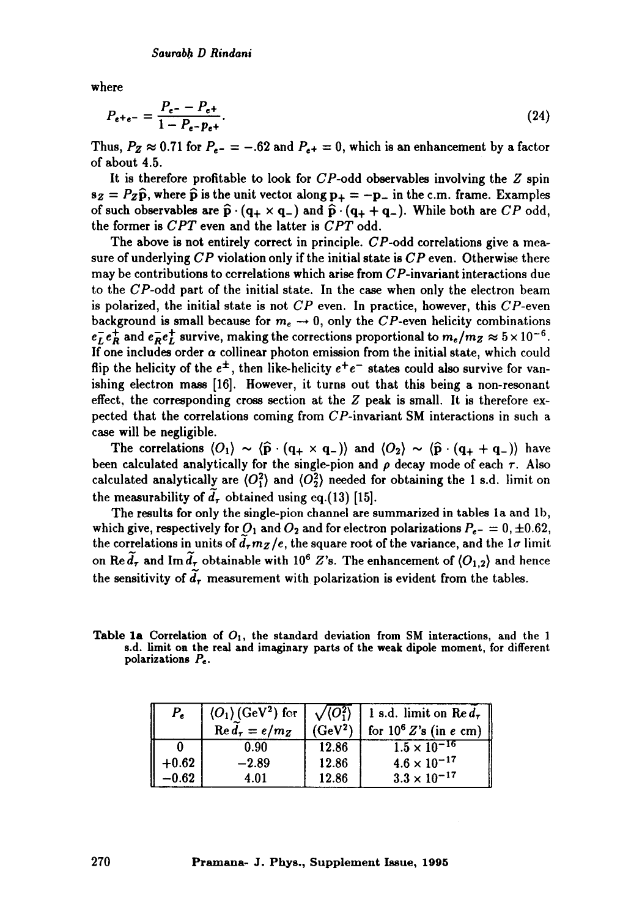where

$$P_{e^+e^-} = \frac{P_{e^-} - P_{e^+}}{1 - P_{e^-}P_{e^+}}. \tag{24}$$

Thus, $P_Z \approx 0.71$ for $P_{e^-} = -.62$ and $P_{e^+} = 0$, which is an enhancement by a factor of about 4.5.

It is therefore profitable to look for $CP$-odd observables involving the $Z$ spin $\mathbf{s}_Z = P_Z \hat{\mathbf{p}}$, where $\hat{\mathbf{p}}$ is the unit vector along $\mathbf{p}_+ = -\mathbf{p}_-$ in the c.m. frame. Examples of such observables are $\hat{\mathbf{p}} \cdot (\mathbf{q}_+ \times \mathbf{q}_-)$ and $\hat{\mathbf{p}} \cdot (\mathbf{q}_+ + \mathbf{q}_-)$. While both are $CP$ odd, the former is $CPT$ even and the latter is $CPT$ odd.

The above is not entirely correct in principle. $CP$-odd correlations give a measure of underlying $CP$ violation only if the initial state is $CP$ even. Otherwise there may be contributions to correlations which arise from $CP$-invariant interactions due to the $CP$-odd part of the initial state. In the case when only the electron beam is polarized, the initial state is not $CP$ even. In practice, however, this $CP$-even background is small because for $m_e \to 0$, only the $CP$-even helicity combinations $e_L^- e_R^+$ and $e_R^- e_L^+$ survive, making the corrections proportional to $m_e/m_Z \approx 5 \times 10^{-6}$. If one includes order $\alpha$ collinear photon emission from the initial state, which could flip the helicity of the $e^\pm$, then like-helicity $e^+e^-$ states could also survive for vanishing electron mass [16]. However, it turns out that this being a non-resonant effect, the corresponding cross section at the $Z$ peak is small. It is therefore expected that the correlations coming from $CP$-invariant SM interactions in such a case will be negligible.

The correlations $\langle O_1 \rangle \sim \langle \hat{\mathbf{p}} \cdot (\mathbf{q}_+ \times \mathbf{q}_-) \rangle$ and $\langle O_2 \rangle \sim \langle \hat{\mathbf{p}} \cdot (\mathbf{q}_+ + \mathbf{q}_-) \rangle$ have been calculated analytically for the single-pion and $\rho$ decay mode of each $\tau$. Also calculated analytically are $\langle O_1^2 \rangle$ and $\langle O_2^2 \rangle$ needed for obtaining the 1 s.d. limit on the measurability of $\tilde{d}_\tau$ obtained using eq.(13) [15].

The results for only the single-pion channel are summarized in tables 1a and 1b, which give, respectively for $O_1$ and $O_2$ and for electron polarizations $P_{e^-} = 0, \pm 0.62$, the correlations in units of $\tilde{d}_\tau m_Z/e$, the square root of the variance, and the $1\sigma$ limit on $\mathrm{Re}\,\tilde{d}_\tau$ and $\mathrm{Im}\,\tilde{d}_\tau$ obtainable with $10^6$ $Z$'s. The enhancement of $\langle O_{1,2} \rangle$ and hence the sensitivity of $\tilde{d}_\tau$ measurement with polarization is evident from the tables.

**Table 1a** Correlation of $O_1$, the standard deviation from SM interactions, and the 1 s.d. limit on the real and imaginary parts of the weak dipole moment, for different polarizations $P_e$.

| $P_e$ | $\langle O_1 \rangle$ (GeV$^2$) for $\mathrm{Re}\,\tilde{d}_\tau = e/m_Z$ | $\sqrt{\langle O_1^2 \rangle}$ (GeV$^2$) | 1 s.d. limit on $\mathrm{Re}\,\tilde{d}_\tau$ for $10^6$ $Z$'s (in $e$ cm) |
|---|---|---|---|
| 0 | 0.90 | 12.86 | $1.5 \times 10^{-16}$ |
| +0.62 | −2.89 | 12.86 | $4.6 \times 10^{-17}$ |
| −0.62 | 4.01 | 12.86 | $3.3 \times 10^{-17}$ |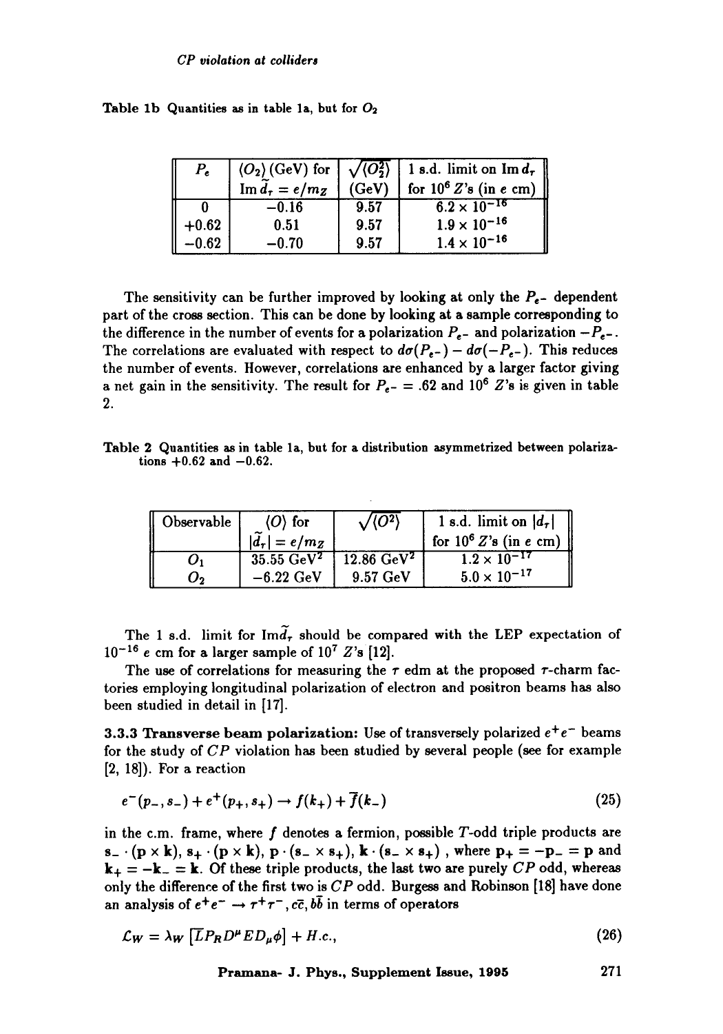Table 1b Quantities as in table 1a, but for $O_2$

| $P_e$ | $\langle O_2 \rangle$ (GeV) for $\text{Im}\,\tilde{d}_\tau = e/m_Z$ | $\sqrt{\langle O_2^2 \rangle}$ (GeV) | 1 s.d. limit on $\text{Im}\,d_\tau$ for $10^6$ $Z$'s (in $e$ cm) |
|---|---|---|---|
| 0 | −0.16 | 9.57 | $6.2 \times 10^{-16}$ |
| +0.62 | 0.51 | 9.57 | $1.9 \times 10^{-16}$ |
| −0.62 | −0.70 | 9.57 | $1.4 \times 10^{-16}$ |

The sensitivity can be further improved by looking at only the $P_{e^-}$ dependent part of the cross section. This can be done by looking at a sample corresponding to the difference in the number of events for a polarization $P_{e^-}$ and polarization $-P_{e^-}$. The correlations are evaluated with respect to $d\sigma(P_{e^-}) - d\sigma(-P_{e^-})$. This reduces the number of events. However, correlations are enhanced by a larger factor giving a net gain in the sensitivity. The result for $P_{e^-} = .62$ and $10^6$ $Z$'s is given in table 2.

Table 2 Quantities as in table 1a, but for a distribution asymmetrized between polarizations +0.62 and −0.62.

| Observable | $\langle O \rangle$ for $\lvert\tilde{d}_\tau\rvert = e/m_Z$ | $\sqrt{\langle O^2 \rangle}$ | 1 s.d. limit on $\lvert d_\tau \rvert$ for $10^6$ $Z$'s (in $e$ cm) |
|---|---|---|---|
| $O_1$ | 35.55 GeV$^2$ | 12.86 GeV$^2$ | $1.2 \times 10^{-17}$ |
| $O_2$ | −6.22 GeV | 9.57 GeV | $5.0 \times 10^{-17}$ |

The 1 s.d. limit for $\text{Im}\tilde{d}_\tau$ should be compared with the LEP expectation of $10^{-16}$ $e$ cm for a larger sample of $10^7$ $Z$'s [12].

The use of correlations for measuring the $\tau$ edm at the proposed $\tau$-charm factories employing longitudinal polarization of electron and positron beams has also been studied in detail in [17].

**3.3.3 Transverse beam polarization:** Use of transversely polarized $e^+e^-$ beams for the study of $CP$ violation has been studied by several people (see for example [2, 18]). For a reaction

$$e^-(p_-, s_-) + e^+(p_+, s_+) \rightarrow f(k_+) + \bar{f}(k_-) \tag{25}$$

in the c.m. frame, where $f$ denotes a fermion, possible $T$-odd triple products are $\mathbf{s}_- \cdot (\mathbf{p} \times \mathbf{k})$, $\mathbf{s}_+ \cdot (\mathbf{p} \times \mathbf{k})$, $\mathbf{p} \cdot (\mathbf{s}_- \times \mathbf{s}_+)$, $\mathbf{k} \cdot (\mathbf{s}_- \times \mathbf{s}_+)$ , where $\mathbf{p}_+ = -\mathbf{p}_- = \mathbf{p}$ and $\mathbf{k}_+ = -\mathbf{k}_- = \mathbf{k}$. Of these triple products, the last two are purely $CP$ odd, whereas only the difference of the first two is $CP$ odd. Burgess and Robinson [18] have done an analysis of $e^+e^- \rightarrow \tau^+\tau^-, c\bar{c}, b\bar{b}$ in terms of operators

$$\mathcal{L}_W = \lambda_W \left[ \overline{L} P_R D^\mu E D_\mu \phi \right] + H.c., \tag{26}$$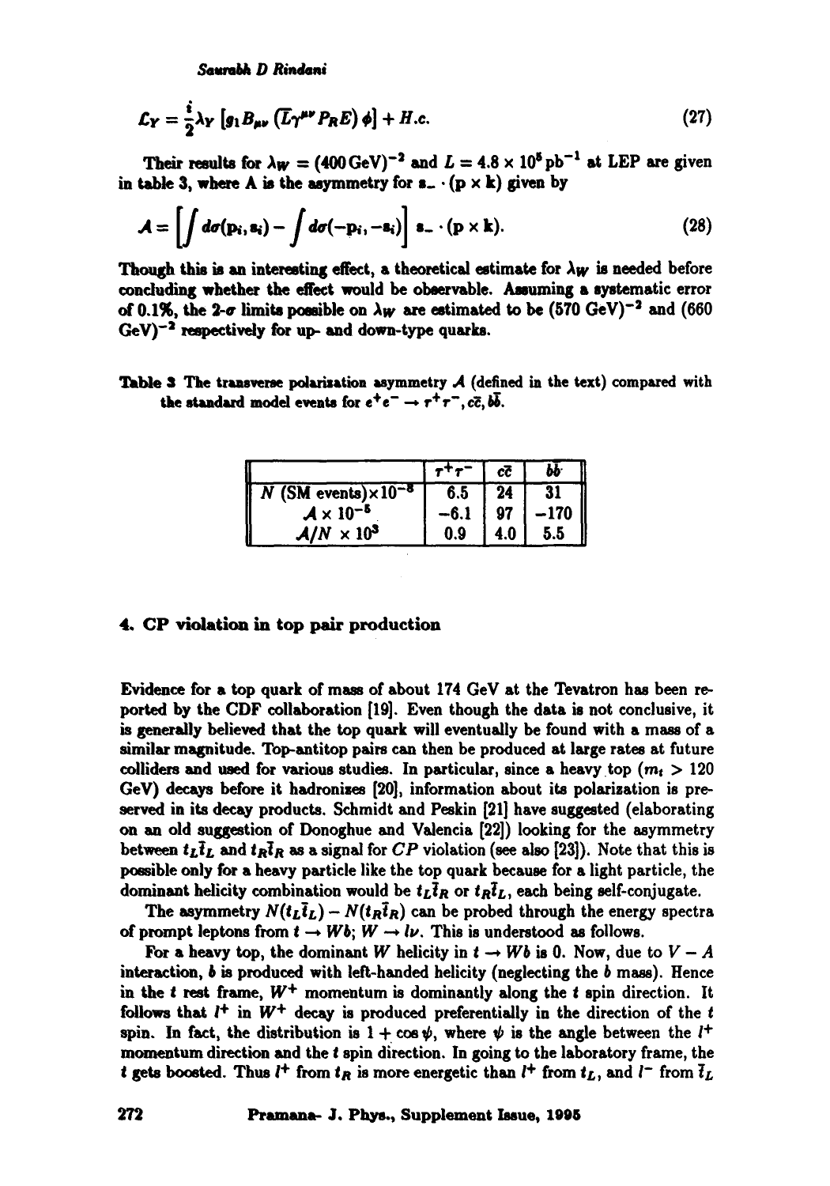$$\mathcal{L}_Y = \frac{i}{2}\lambda_Y \left[ g_1 B_{\mu\nu} \left( \overline{L}\gamma^{\mu\nu} P_R E \right) \phi \right] + H.c. \tag{27}$$

Their results for $\lambda_W = (400\,\text{GeV})^{-2}$ and $L = 4.8 \times 10^5\,\text{pb}^{-1}$ at LEP are given in table 3, where A is the asymmetry for $\mathbf{s}_- \cdot (\mathbf{p} \times \mathbf{k})$ given by

$$\mathcal{A} = \left[ \int d\sigma(\mathbf{p}_i, \mathbf{s}_i) - \int d\sigma(-\mathbf{p}_i, -\mathbf{s}_i) \right] \mathbf{s}_- \cdot (\mathbf{p} \times \mathbf{k}). \tag{28}$$

Though this is an interesting effect, a theoretical estimate for $\lambda_W$ is needed before concluding whether the effect would be observable. Assuming a systematic error of 0.1%, the 2-$\sigma$ limits possible on $\lambda_W$ are estimated to be $(570\text{ GeV})^{-2}$ and $(660\text{ GeV})^{-2}$ respectively for up- and down-type quarks.

**Table 3** The transverse polarization asymmetry $\mathcal{A}$ (defined in the text) compared with the standard model events for $e^+e^- \to \tau^+\tau^-, c\bar{c}, b\bar{b}$.

| | $\tau^+\tau^-$ | $c\bar{c}$ | $b\bar{b}$ |
|---|---|---|---|
| $N$ (SM events)$\times 10^{-8}$ | 6.5 | 24 | 31 |
| $\mathcal{A} \times 10^{-5}$ | −6.1 | 97 | −170 |
| $\mathcal{A}/N \times 10^3$ | 0.9 | 4.0 | 5.5 |

## 4. CP violation in top pair production

Evidence for a top quark of mass of about 174 GeV at the Tevatron has been reported by the CDF collaboration [19]. Even though the data is not conclusive, it is generally believed that the top quark will eventually be found with a mass of a similar magnitude. Top-antitop pairs can then be produced at large rates at future colliders and used for various studies. In particular, since a heavy top ($m_t > 120$ GeV) decays before it hadronizes [20], information about its polarization is preserved in its decay products. Schmidt and Peskin [21] have suggested (elaborating on an old suggestion of Donoghue and Valencia [22]) looking for the asymmetry between $t_L\bar{t}_L$ and $t_R\bar{t}_R$ as a signal for $CP$ violation (see also [23]). Note that this is possible only for a heavy particle like the top quark because for a light particle, the dominant helicity combination would be $t_L\bar{t}_R$ or $t_R\bar{t}_L$, each being self-conjugate.

The asymmetry $N(t_L\bar{t}_L) - N(t_R\bar{t}_R)$ can be probed through the energy spectra of prompt leptons from $t \to Wb$; $W \to l\nu$. This is understood as follows.

For a heavy top, the dominant $W$ helicity in $t \to Wb$ is 0. Now, due to $V - A$ interaction, $b$ is produced with left-handed helicity (neglecting the $b$ mass). Hence in the $t$ rest frame, $W^+$ momentum is dominantly along the $t$ spin direction. It follows that $l^+$ in $W^+$ decay is produced preferentially in the direction of the $t$ spin. In fact, the distribution is $1 + \cos\psi$, where $\psi$ is the angle between the $l^+$ momentum direction and the $t$ spin direction. In going to the laboratory frame, the $t$ gets boosted. Thus $l^+$ from $t_R$ is more energetic than $l^+$ from $t_L$, and $l^-$ from $\bar{t}_L$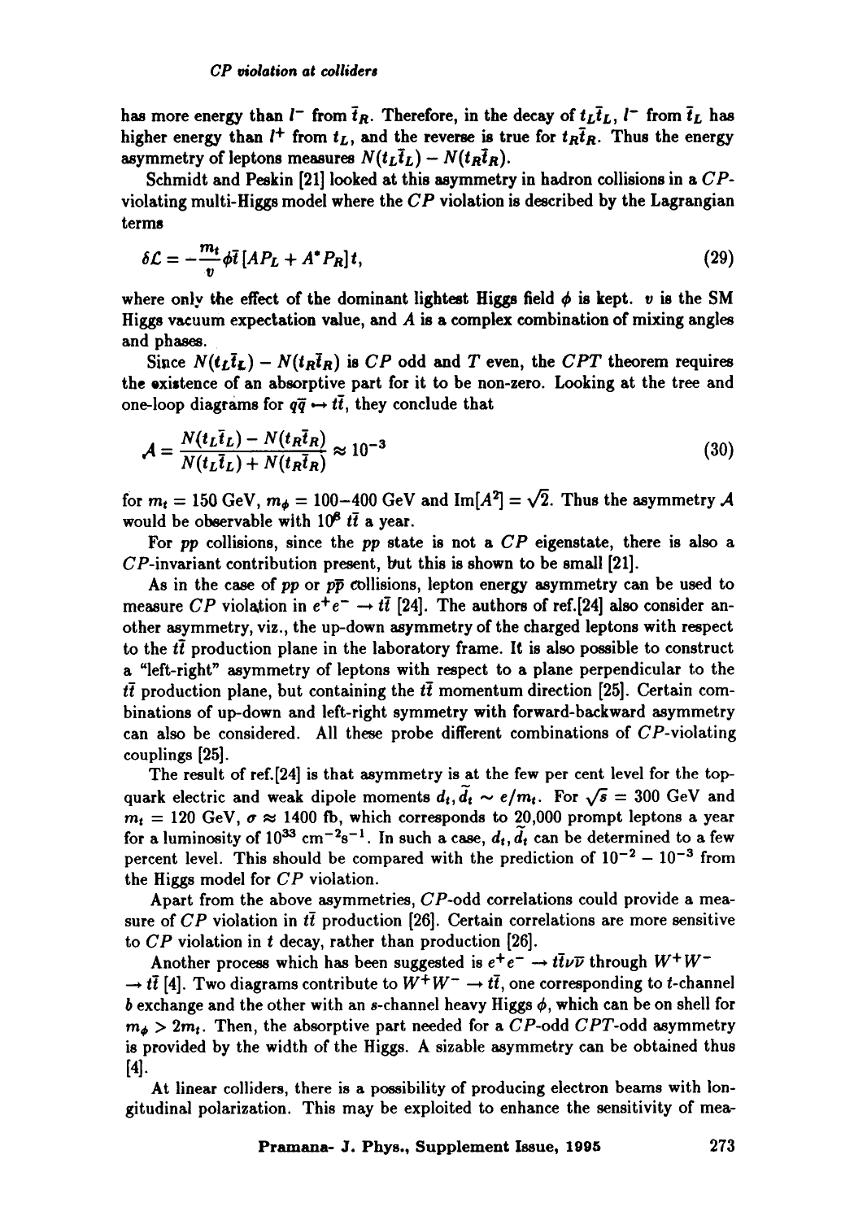has more energy than $l^-$ from $\bar{t}_R$. Therefore, in the decay of $t_L\bar{t}_L$, $l^-$ from $\bar{t}_L$ has higher energy than $l^+$ from $t_L$, and the reverse is true for $t_R\bar{t}_R$. Thus the energy asymmetry of leptons measures $N(t_L\bar{t}_L) - N(t_R\bar{t}_R)$.

Schmidt and Peskin [21] looked at this asymmetry in hadron collisions in a $CP$-violating multi-Higgs model where the $CP$ violation is described by the Lagrangian terms

$$\delta\mathcal{L} = -\frac{m_t}{v}\phi\bar{t}\,[AP_L + A^*P_R]\,t, \tag{29}$$

where only the effect of the dominant lightest Higgs field $\phi$ is kept. $v$ is the SM Higgs vacuum expectation value, and $A$ is a complex combination of mixing angles and phases.

Since $N(t_L\bar{t}_L) - N(t_R\bar{t}_R)$ is $CP$ odd and $T$ even, the $CPT$ theorem requires the existence of an absorptive part for it to be non-zero. Looking at the tree and one-loop diagrams for $q\bar{q} \mapsto t\bar{t}$, they conclude that

$$\mathcal{A} = \frac{N(t_L\bar{t}_L) - N(t_R\bar{t}_R)}{N(t_L\bar{t}_L) + N(t_R\bar{t}_R)} \approx 10^{-3} \tag{30}$$

for $m_t = 150$ GeV, $m_\phi = 100$–$400$ GeV and $\mathrm{Im}[A^2] = \sqrt{2}$. Thus the asymmetry $\mathcal{A}$ would be observable with $10^8$ $t\bar{t}$ a year.

For $pp$ collisions, since the $pp$ state is not a $CP$ eigenstate, there is also a $CP$-invariant contribution present, but this is shown to be small [21].

As in the case of $pp$ or $p\bar{p}$ collisions, lepton energy asymmetry can be used to measure $CP$ violation in $e^+e^- \to t\bar{t}$ [24]. The authors of ref.[24] also consider another asymmetry, viz., the up-down asymmetry of the charged leptons with respect to the $t\bar{t}$ production plane in the laboratory frame. It is also possible to construct a "left-right" asymmetry of leptons with respect to a plane perpendicular to the $t\bar{t}$ production plane, but containing the $t\bar{t}$ momentum direction [25]. Certain combinations of up-down and left-right symmetry with forward-backward asymmetry can also be considered. All these probe different combinations of $CP$-violating couplings [25].

The result of ref.[24] is that asymmetry is at the few per cent level for the top-quark electric and weak dipole moments $d_t, \tilde{d}_t \sim e/m_t$. For $\sqrt{s} = 300$ GeV and $m_t = 120$ GeV, $\sigma \approx 1400$ fb, which corresponds to 20,000 prompt leptons a year for a luminosity of $10^{33}$ cm$^{-2}$s$^{-1}$. In such a case, $d_t, \tilde{d}_t$ can be determined to a few percent level. This should be compared with the prediction of $10^{-2} - 10^{-3}$ from the Higgs model for $CP$ violation.

Apart from the above asymmetries, $CP$-odd correlations could provide a measure of $CP$ violation in $t\bar{t}$ production [26]. Certain correlations are more sensitive to $CP$ violation in $t$ decay, rather than production [26].

Another process which has been suggested is $e^+e^- \to t\bar{t}\nu\bar{\nu}$ through $W^+W^- \to t\bar{t}$ [4]. Two diagrams contribute to $W^+W^- \to t\bar{t}$, one corresponding to $t$-channel $b$ exchange and the other with an $s$-channel heavy Higgs $\phi$, which can be on shell for $m_\phi > 2m_t$. Then, the absorptive part needed for a $CP$-odd $CPT$-odd asymmetry is provided by the width of the Higgs. A sizable asymmetry can be obtained thus [4].

At linear colliders, there is a possibility of producing electron beams with longitudinal polarization. This may be exploited to enhance the sensitivity of mea-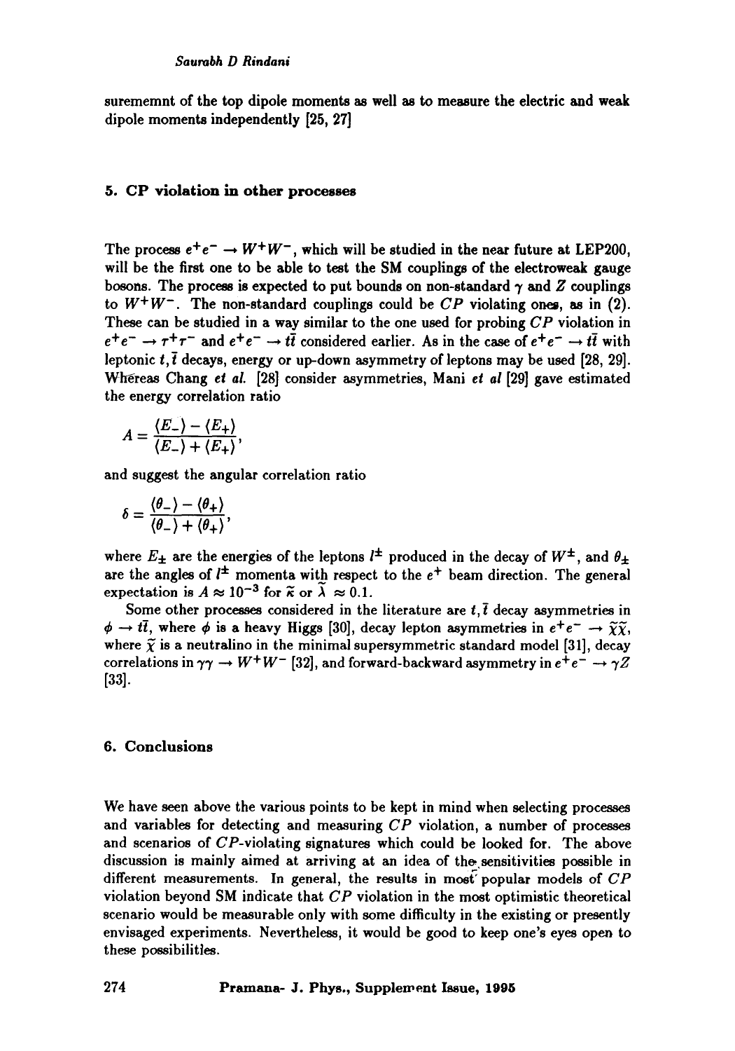surememnt of the top dipole moments as well as to measure the electric and weak dipole moments independently [25, 27]

## 5. CP violation in other processes

The process $e^+e^- \rightarrow W^+W^-$, which will be studied in the near future at LEP200, will be the first one to be able to test the SM couplings of the electroweak gauge bosons. The process is expected to put bounds on non-standard $\gamma$ and $Z$ couplings to $W^+W^-$. The non-standard couplings could be $CP$ violating ones, as in (2). These can be studied in a way similar to the one used for probing $CP$ violation in $e^+e^- \rightarrow \tau^+\tau^-$ and $e^+e^- \rightarrow t\bar{t}$ considered earlier. As in the case of $e^+e^- \rightarrow t\bar{t}$ with leptonic $t, \bar{t}$ decays, energy or up-down asymmetry of leptons may be used [28, 29]. Whereas Chang *et al.* [28] consider asymmetries, Mani *et al* [29] gave estimated the energy correlation ratio

$$A = \frac{\langle E_- \rangle - \langle E_+ \rangle}{\langle E_- \rangle + \langle E_+ \rangle},$$

and suggest the angular correlation ratio

$$\delta = \frac{\langle \theta_- \rangle - \langle \theta_+ \rangle}{\langle \theta_- \rangle + \langle \theta_+ \rangle},$$

where $E_\pm$ are the energies of the leptons $l^\pm$ produced in the decay of $W^\pm$, and $\theta_\pm$ are the angles of $l^\pm$ momenta with respect to the $e^+$ beam direction. The general expectation is $A \approx 10^{-3}$ for $\widetilde{\kappa}$ or $\widetilde{\lambda} \approx 0.1$.

Some other processes considered in the literature are $t, \bar{t}$ decay asymmetries in $\phi \rightarrow t\bar{t}$, where $\phi$ is a heavy Higgs [30], decay lepton asymmetries in $e^+e^- \rightarrow \widetilde{\chi}\widetilde{\chi}$, where $\widetilde{\chi}$ is a neutralino in the minimal supersymmetric standard model [31], decay correlations in $\gamma\gamma \rightarrow W^+W^-$ [32], and forward-backward asymmetry in $e^+e^- \rightarrow \gamma Z$ [33].

## 6. Conclusions

We have seen above the various points to be kept in mind when selecting processes and variables for detecting and measuring $CP$ violation, a number of processes and scenarios of $CP$-violating signatures which could be looked for. The above discussion is mainly aimed at arriving at an idea of the sensitivities possible in different measurements. In general, the results in most popular models of $CP$ violation beyond SM indicate that $CP$ violation in the most optimistic theoretical scenario would be measurable only with some difficulty in the existing or presently envisaged experiments. Nevertheless, it would be good to keep one's eyes open to these possibilities.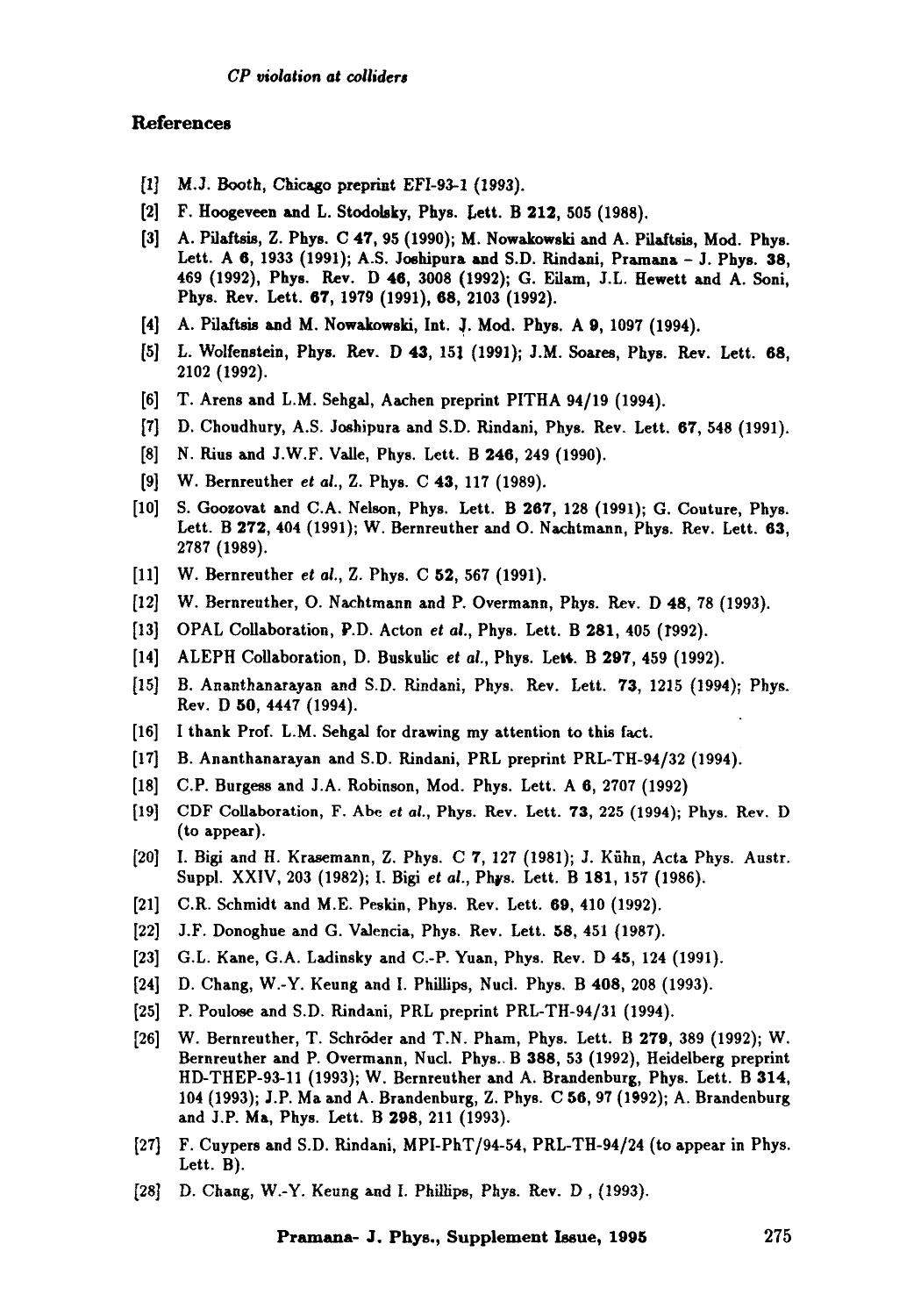## References

[1] M.J. Booth, Chicago preprint EFI-93-1 (1993).

[2] F. Hoogeveen and L. Stodolsky, Phys. Lett. B **212**, 505 (1988).

[3] A. Pilaftsis, Z. Phys. C **47**, 95 (1990); M. Nowakowski and A. Pilaftsis, Mod. Phys. Lett. A **6**, 1933 (1991); A.S. Joshipura and S.D. Rindani, Pramana – J. Phys. **38**, 469 (1992), Phys. Rev. D **46**, 3008 (1992); G. Eilam, J.L. Hewett and A. Soni, Phys. Rev. Lett. **67**, 1979 (1991), **68**, 2103 (1992).

[4] A. Pilaftsis and M. Nowakowski, Int. J. Mod. Phys. A **9**, 1097 (1994).

[5] L. Wolfenstein, Phys. Rev. D **43**, 151 (1991); J.M. Soares, Phys. Rev. Lett. **68**, 2102 (1992).

[6] T. Arens and L.M. Sehgal, Aachen preprint PITHA 94/19 (1994).

[7] D. Choudhury, A.S. Joshipura and S.D. Rindani, Phys. Rev. Lett. **67**, 548 (1991).

[8] N. Rius and J.W.F. Valle, Phys. Lett. B **246**, 249 (1990).

[9] W. Bernreuther *et al.*, Z. Phys. C **43**, 117 (1989).

[10] S. Goozovat and C.A. Nelson, Phys. Lett. B **267**, 128 (1991); G. Couture, Phys. Lett. B **272**, 404 (1991); W. Bernreuther and O. Nachtmann, Phys. Rev. Lett. **63**, 2787 (1989).

[11] W. Bernreuther *et al.*, Z. Phys. C **52**, 567 (1991).

[12] W. Bernreuther, O. Nachtmann and P. Overmann, Phys. Rev. D **48**, 78 (1993).

[13] OPAL Collaboration, P.D. Acton *et al.*, Phys. Lett. B **281**, 405 (1992).

[14] ALEPH Collaboration, D. Buskulic *et al.*, Phys. Lett. B **297**, 459 (1992).

[15] B. Ananthanarayan and S.D. Rindani, Phys. Rev. Lett. **73**, 1215 (1994); Phys. Rev. D **50**, 4447 (1994).

[16] I thank Prof. L.M. Sehgal for drawing my attention to this fact.

[17] B. Ananthanarayan and S.D. Rindani, PRL preprint PRL-TH-94/32 (1994).

[18] C.P. Burgess and J.A. Robinson, Mod. Phys. Lett. A **6**, 2707 (1992)

[19] CDF Collaboration, F. Abe *et al.*, Phys. Rev. Lett. **73**, 225 (1994); Phys. Rev. D (to appear).

[20] I. Bigi and H. Krasemann, Z. Phys. C **7**, 127 (1981); J. Kühn, Acta Phys. Austr. Suppl. XXIV, 203 (1982); I. Bigi *et al.*, Phys. Lett. B **181**, 157 (1986).

[21] C.R. Schmidt and M.E. Peskin, Phys. Rev. Lett. **69**, 410 (1992).

[22] J.F. Donoghue and G. Valencia, Phys. Rev. Lett. **58**, 451 (1987).

[23] G.L. Kane, G.A. Ladinsky and C.-P. Yuan, Phys. Rev. D **45**, 124 (1991).

[24] D. Chang, W.-Y. Keung and I. Phillips, Nucl. Phys. B **408**, 208 (1993).

[25] P. Poulose and S.D. Rindani, PRL preprint PRL-TH-94/31 (1994).

[26] W. Bernreuther, T. Schröder and T.N. Pham, Phys. Lett. B **279**, 389 (1992); W. Bernreuther and P. Overmann, Nucl. Phys. B **388**, 53 (1992), Heidelberg preprint HD-THEP-93-11 (1993); W. Bernreuther and A. Brandenburg, Phys. Lett. B **314**, 104 (1993); J.P. Ma and A. Brandenburg, Z. Phys. C **56**, 97 (1992); A. Brandenburg and J.P. Ma, Phys. Lett. B **298**, 211 (1993).

[27] F. Cuypers and S.D. Rindani, MPI-PhT/94-54, PRL-TH-94/24 (to appear in Phys. Lett. B).

[28] D. Chang, W.-Y. Keung and I. Phillips, Phys. Rev. D , (1993).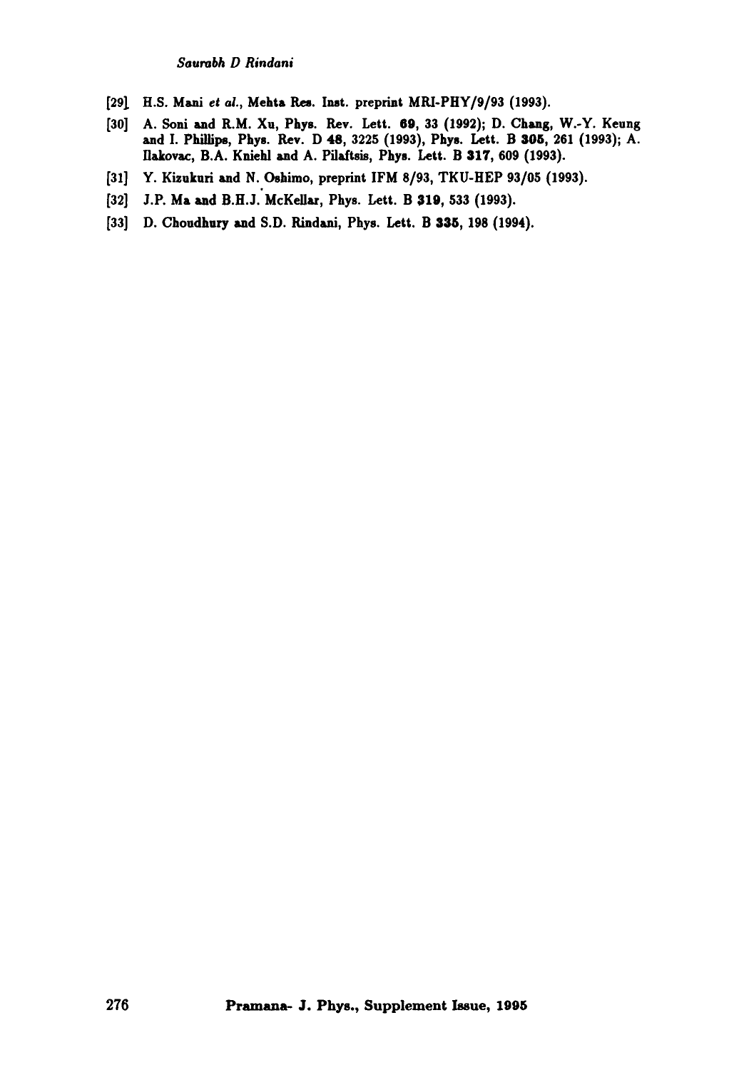[29] H.S. Mani *et al.*, Mehta Res. Inst. preprint MRI-PHY/9/93 (1993).

[30] A. Soni and R.M. Xu, Phys. Rev. Lett. **69**, 33 (1992); D. Chang, W.-Y. Keung and I. Phillips, Phys. Rev. D **48**, 3225 (1993), Phys. Lett. B **305**, 261 (1993); A. Ilakovac, B.A. Kniehl and A. Pilaftsis, Phys. Lett. B **317**, 609 (1993).

[31] Y. Kizukuri and N. Oshimo, preprint IFM 8/93, TKU-HEP 93/05 (1993).

[32] J.P. Ma and B.H.J. McKellar, Phys. Lett. B **319**, 533 (1993).

[33] D. Choudhury and S.D. Rindani, Phys. Lett. B **335**, 198 (1994).